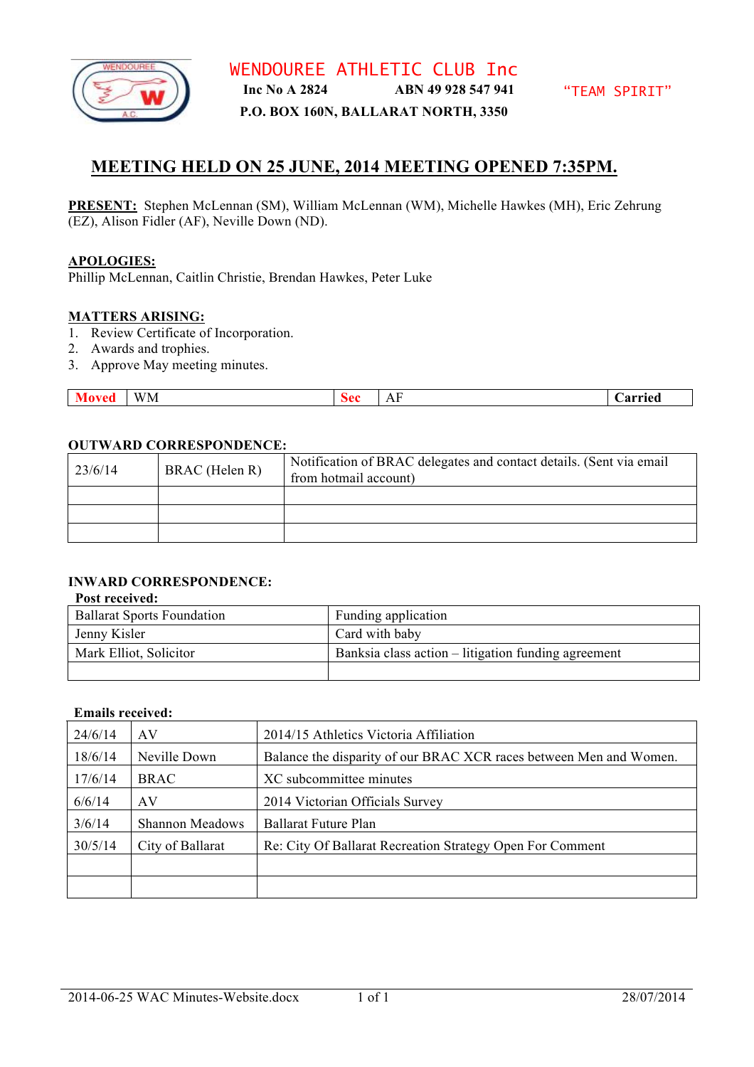# WENDOUREE ATHLETIC CLUB Inc

**Inc No A 2824** **ABN 49 928 547 941** "TEAM SPIRIT"

**P.O. BOX 160N, BALLARAT NORTH, 3350**

## MEETING HELD ON 25 JUNE, 2014 MEETING OPENED 7:35PM.

**PRESENT:** Stephen McLennan (SM), William McLennan (WM), Michelle Hawkes (MH), Eric Zehrung (EZ), Alison Fidler (AF), Neville Down (ND).

**APOLOGIES:**
Phillip McLennan, Caitlin Christie, Brendan Hawkes, Peter Luke

**MATTERS ARISING:**

1. Review Certificate of Incorporation.
2. Awards and trophies.
3. Approve May meeting minutes.

| Moved | WM | Sec | AF | Carried |
|---|---|---|---|---|

**OUTWARD CORRESPONDENCE:**

| | | |
|---|---|---|
| 23/6/14 | BRAC (Helen R) | Notification of BRAC delegates and contact details. (Sent via email from hotmail account) |
| | | |
| | | |
| | | |

**INWARD CORRESPONDENCE:**

**Post received:**

| | |
|---|---|
| Ballarat Sports Foundation | Funding application |
| Jenny Kisler | Card with baby |
| Mark Elliot, Solicitor | Banksia class action – litigation funding agreement |
| | |

**Emails received:**

| | | |
|---|---|---|
| 24/6/14 | AV | 2014/15 Athletics Victoria Affiliation |
| 18/6/14 | Neville Down | Balance the disparity of our BRAC XCR races between Men and Women. |
| 17/6/14 | BRAC | XC subcommittee minutes |
| 6/6/14 | AV | 2014 Victorian Officials Survey |
| 3/6/14 | Shannon Meadows | Ballarat Future Plan |
| 30/5/14 | City of Ballarat | Re: City Of Ballarat Recreation Strategy Open For Comment |
| | | |
| | | |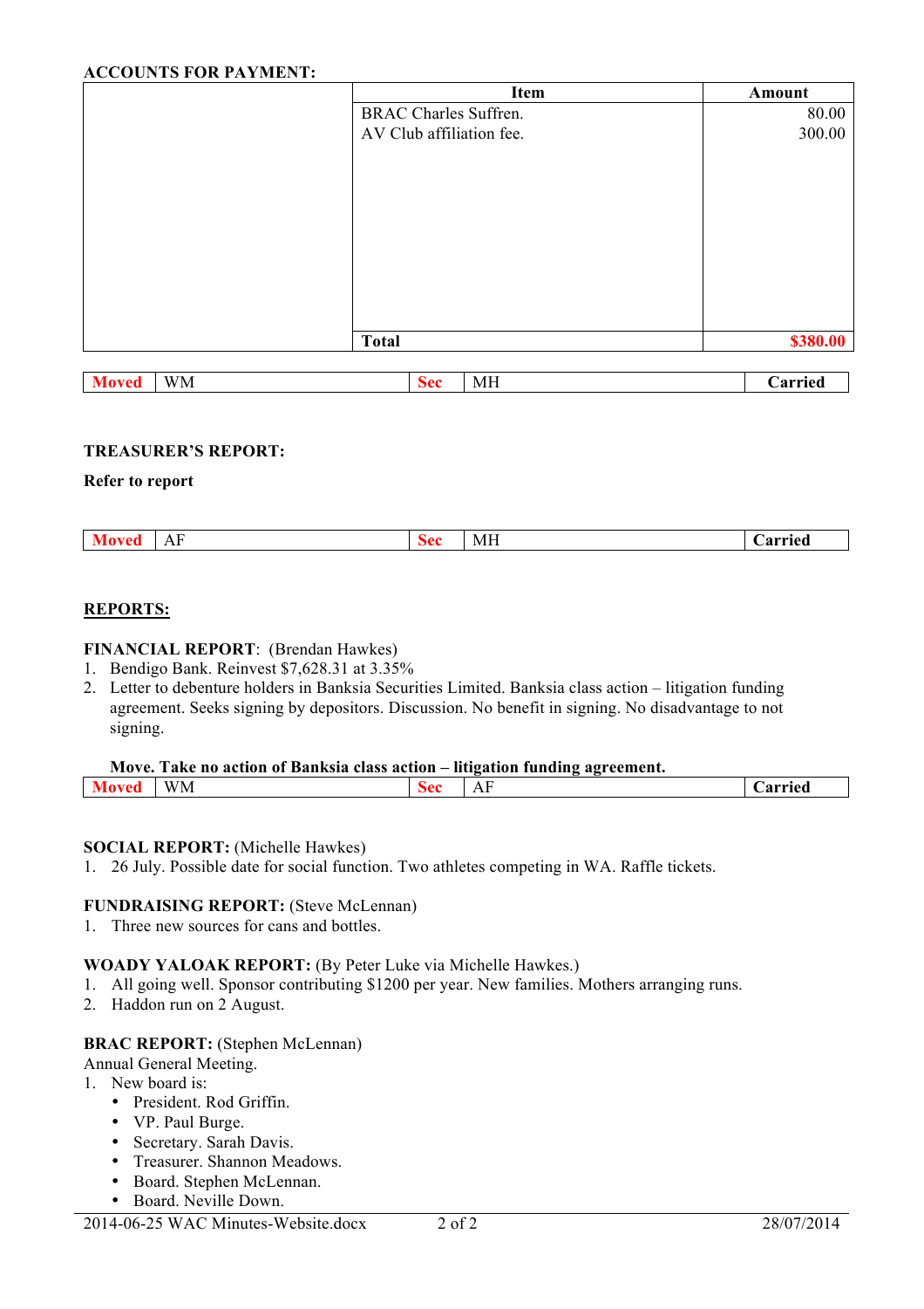**ACCOUNTS FOR PAYMENT:**

| | Item | Amount |
|---|---|---|
| | BRAC Charles Suffren. | 80.00 |
| | AV Club affiliation fee. | 300.00 |
| | **Total** | **$380.00** |

| **Moved** | WM | **Sec** | MH | **Carried** |
|---|---|---|---|---|

**TREASURER'S REPORT:**

**Refer to report**

| **Moved** | AF | **Sec** | MH | **Carried** |
|---|---|---|---|---|

**REPORTS:**

**FINANCIAL REPORT**: (Brendan Hawkes)

1. Bendigo Bank. Reinvest $7,628.31 at 3.35%
2. Letter to debenture holders in Banksia Securities Limited. Banksia class action – litigation funding agreement. Seeks signing by depositors. Discussion. No benefit in signing. No disadvantage to not signing.

**Move. Take no action of Banksia class action – litigation funding agreement.**

| **Moved** | WM | **Sec** | AF | **Carried** |
|---|---|---|---|---|

**SOCIAL REPORT:** (Michelle Hawkes)

1. 26 July. Possible date for social function. Two athletes competing in WA. Raffle tickets.

**FUNDRAISING REPORT:** (Steve McLennan)

1. Three new sources for cans and bottles.

**WOADY YALOAK REPORT:** (By Peter Luke via Michelle Hawkes.)

1. All going well. Sponsor contributing $1200 per year. New families. Mothers arranging runs.
2. Haddon run on 2 August.

**BRAC REPORT:** (Stephen McLennan)

Annual General Meeting.

1. New board is:
   - President. Rod Griffin.
   - VP. Paul Burge.
   - Secretary. Sarah Davis.
   - Treasurer. Shannon Meadows.
   - Board. Stephen McLennan.
   - Board. Neville Down.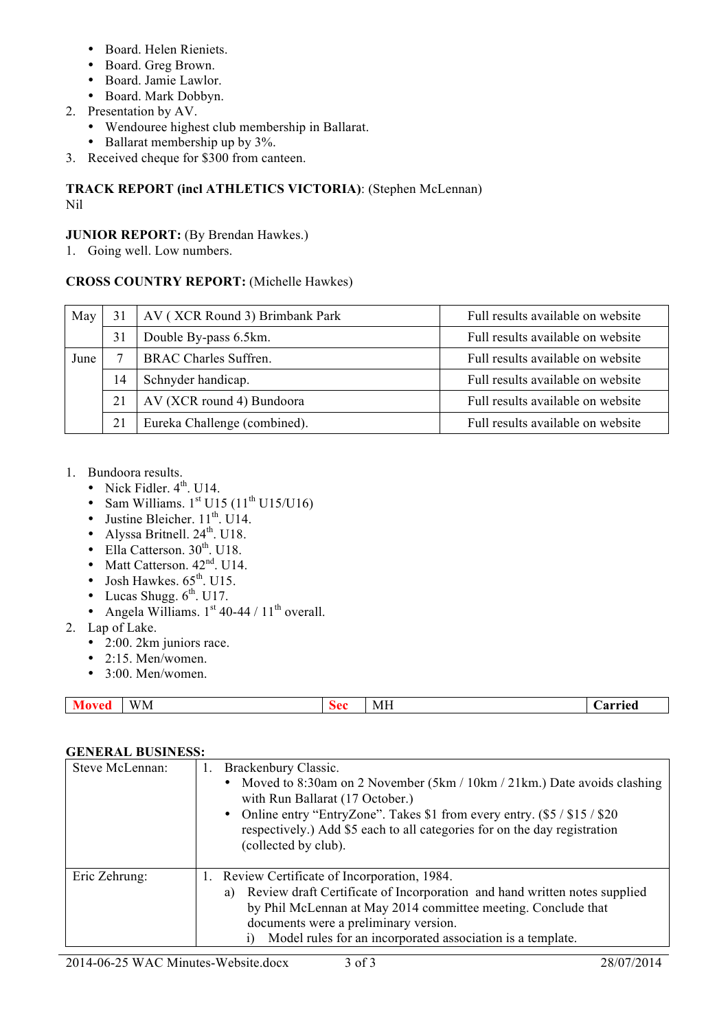- Board. Helen Rieniets.
- Board. Greg Brown.
- Board. Jamie Lawlor.
- Board. Mark Dobbyn.

2. Presentation by AV.
   - Wendouree highest club membership in Ballarat.
   - Ballarat membership up by 3%.
3. Received cheque for $300 from canteen.

**TRACK REPORT (incl ATHLETICS VICTORIA)**: (Stephen McLennan)
Nil

**JUNIOR REPORT:** (By Brendan Hawkes.)

1. Going well. Low numbers.

**CROSS COUNTRY REPORT:** (Michelle Hawkes)

| | | | |
|---|---|---|---|
| May | 31 | AV ( XCR Round 3) Brimbank Park | Full results available on website |
| | 31 | Double By-pass 6.5km. | Full results available on website |
| June | 7 | BRAC Charles Suffren. | Full results available on website |
| | 14 | Schnyder handicap. | Full results available on website |
| | 21 | AV (XCR round 4) Bundoora | Full results available on website |
| | 21 | Eureka Challenge (combined). | Full results available on website |

1. Bundoora results.
   - Nick Fidler. 4th. U14.
   - Sam Williams. 1st U15 (11th U15/U16)
   - Justine Bleicher. 11th. U14.
   - Alyssa Britnell. 24th. U18.
   - Ella Catterson. 30th. U18.
   - Matt Catterson. 42nd. U14.
   - Josh Hawkes. 65th. U15.
   - Lucas Shugg. 6th. U17.
   - Angela Williams. 1st 40-44 / 11th overall.
2. Lap of Lake.
   - 2:00. 2km juniors race.
   - 2:15. Men/women.
   - 3:00. Men/women.

| Moved | WM | Sec | MH | Carried |
|---|---|---|---|---|

**GENERAL BUSINESS:**

| | |
|---|---|
| Steve McLennan: | 1. Brackenbury Classic.<br>• Moved to 8:30am on 2 November (5km / 10km / 21km.) Date avoids clashing with Run Ballarat (17 October.)<br>• Online entry "EntryZone". Takes $1 from every entry. ($5 / $15 / $20 respectively.) Add $5 each to all categories for on the day registration (collected by club). |
| Eric Zehrung: | 1. Review Certificate of Incorporation, 1984.<br>a) Review draft Certificate of Incorporation and hand written notes supplied by Phil McLennan at May 2014 committee meeting. Conclude that documents were a preliminary version.<br>i) Model rules for an incorporated association is a template. |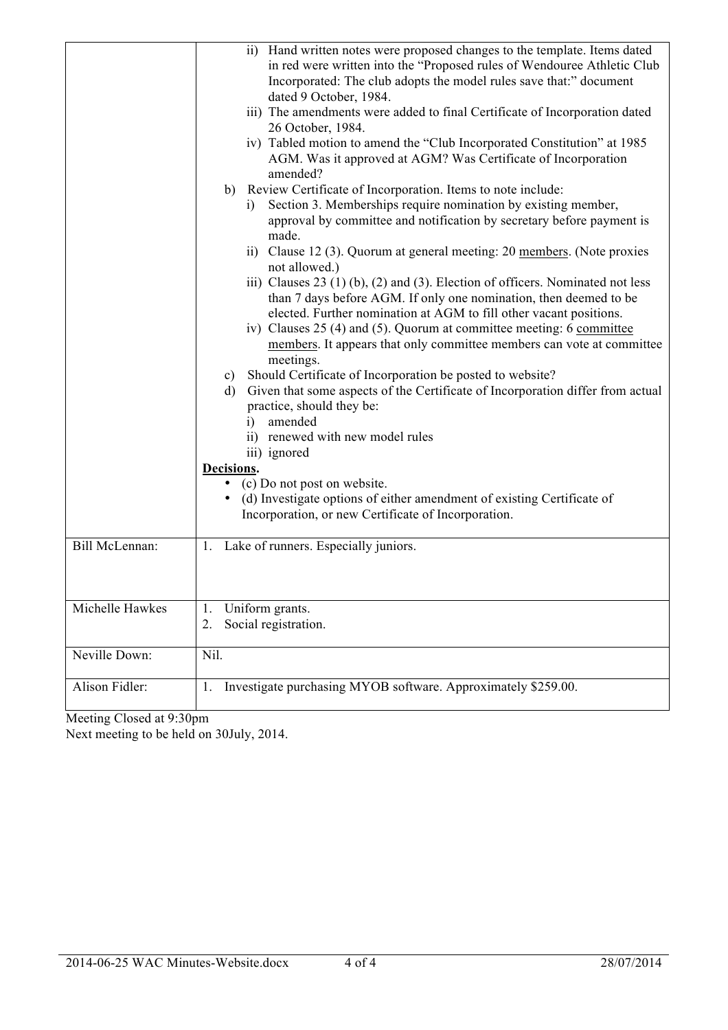| | |
|---|---|
| | ii) Hand written notes were proposed changes to the template. Items dated in red were written into the "Proposed rules of Wendouree Athletic Club Incorporated: The club adopts the model rules save that:" document dated 9 October, 1984.<br>iii) The amendments were added to final Certificate of Incorporation dated 26 October, 1984.<br>iv) Tabled motion to amend the "Club Incorporated Constitution" at 1985 AGM. Was it approved at AGM? Was Certificate of Incorporation amended?<br>b) Review Certificate of Incorporation. Items to note include:<br>i) Section 3. Memberships require nomination by existing member, approval by committee and notification by secretary before payment is made.<br>ii) Clause 12 (3). Quorum at general meeting: 20 <u>members</u>. (Note proxies not allowed.)<br>iii) Clauses 23 (1) (b), (2) and (3). Election of officers. Nominated not less than 7 days before AGM. If only one nomination, then deemed to be elected. Further nomination at AGM to fill other vacant positions.<br>iv) Clauses 25 (4) and (5). Quorum at committee meeting: 6 <u>committee members</u>. It appears that only committee members can vote at committee meetings.<br>c) Should Certificate of Incorporation be posted to website?<br>d) Given that some aspects of the Certificate of Incorporation differ from actual practice, should they be:<br>i) amended<br>ii) renewed with new model rules<br>iii) ignored<br>**<u>Decisions</u>.**<br>• (c) Do not post on website.<br>• (d) Investigate options of either amendment of existing Certificate of Incorporation, or new Certificate of Incorporation. |
| Bill McLennan: | 1. Lake of runners. Especially juniors. |
| Michelle Hawkes | 1. Uniform grants.<br>2. Social registration. |
| Neville Down: | Nil. |
| Alison Fidler: | 1. Investigate purchasing MYOB software. Approximately $259.00. |

Meeting Closed at 9:30pm

Next meeting to be held on 30July, 2014.